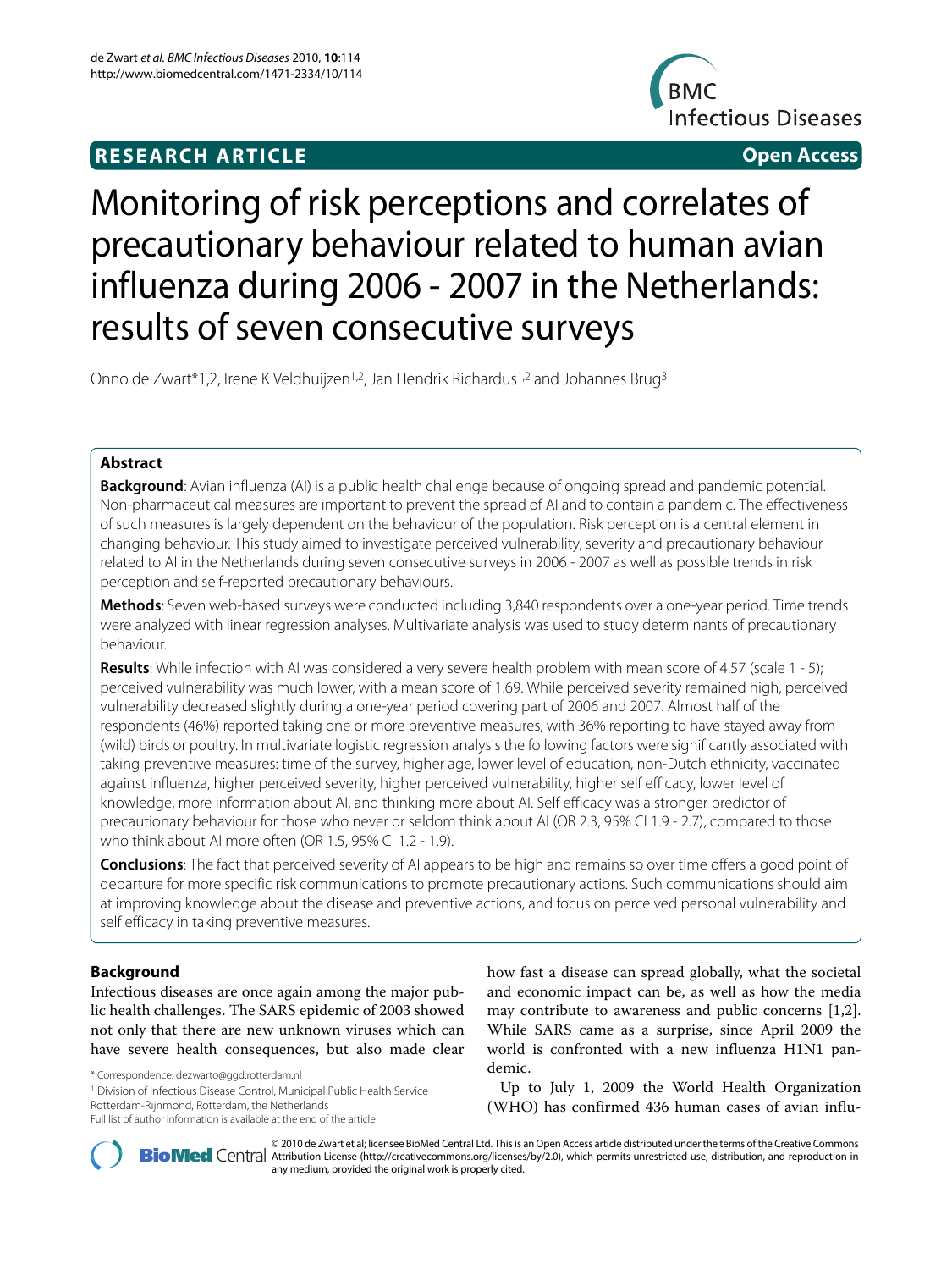**RESEARCH ARTICLE** **Open Access**

# Monitoring of risk perceptions and correlates of precautionary behaviour related to human avian influenza during 2006 - 2007 in the Netherlands: results of seven consecutive surveys

Onno de Zwart*[1,2], Irene K Veldhuijzen[1,2], Jan Hendrik Richardus[1,2] and Johannes Brug[3]

## Abstract

**Background**: Avian influenza (AI) is a public health challenge because of ongoing spread and pandemic potential. Non-pharmaceutical measures are important to prevent the spread of AI and to contain a pandemic. The effectiveness of such measures is largely dependent on the behaviour of the population. Risk perception is a central element in changing behaviour. This study aimed to investigate perceived vulnerability, severity and precautionary behaviour related to AI in the Netherlands during seven consecutive surveys in 2006 - 2007 as well as possible trends in risk perception and self-reported precautionary behaviours.

**Methods**: Seven web-based surveys were conducted including 3,840 respondents over a one-year period. Time trends were analyzed with linear regression analyses. Multivariate analysis was used to study determinants of precautionary behaviour.

**Results**: While infection with AI was considered a very severe health problem with mean score of 4.57 (scale 1 - 5); perceived vulnerability was much lower, with a mean score of 1.69. While perceived severity remained high, perceived vulnerability decreased slightly during a one-year period covering part of 2006 and 2007. Almost half of the respondents (46%) reported taking one or more preventive measures, with 36% reporting to have stayed away from (wild) birds or poultry. In multivariate logistic regression analysis the following factors were significantly associated with taking preventive measures: time of the survey, higher age, lower level of education, non-Dutch ethnicity, vaccinated against influenza, higher perceived severity, higher perceived vulnerability, higher self efficacy, lower level of knowledge, more information about AI, and thinking more about AI. Self efficacy was a stronger predictor of precautionary behaviour for those who never or seldom think about AI (OR 2.3, 95% CI 1.9 - 2.7), compared to those who think about AI more often (OR 1.5, 95% CI 1.2 - 1.9).

**Conclusions**: The fact that perceived severity of AI appears to be high and remains so over time offers a good point of departure for more specific risk communications to promote precautionary actions. Such communications should aim at improving knowledge about the disease and preventive actions, and focus on perceived personal vulnerability and self efficacy in taking preventive measures.

## Background

Infectious diseases are once again among the major public health challenges. The SARS epidemic of 2003 showed not only that there are new unknown viruses which can have severe health consequences, but also made clear how fast a disease can spread globally, what the societal and economic impact can be, as well as how the media may contribute to awareness and public concerns [1,2]. While SARS came as a surprise, since April 2009 the world is confronted with a new influenza H1N1 pandemic.

Up to July 1, 2009 the World Health Organization (WHO) has confirmed 436 human cases of avian influ-

\* Correspondence: dezwarto@ggd.rotterdam.nl

[1] Division of Infectious Disease Control, Municipal Public Health Service Rotterdam-Rijnmond, Rotterdam, the Netherlands

Full list of author information is available at the end of the article

© 2010 de Zwart et al; licensee BioMed Central Ltd. This is an Open Access article distributed under the terms of the Creative Commons Attribution License (http://creativecommons.org/licenses/by/2.0), which permits unrestricted use, distribution, and reproduction in any medium, provided the original work is properly cited.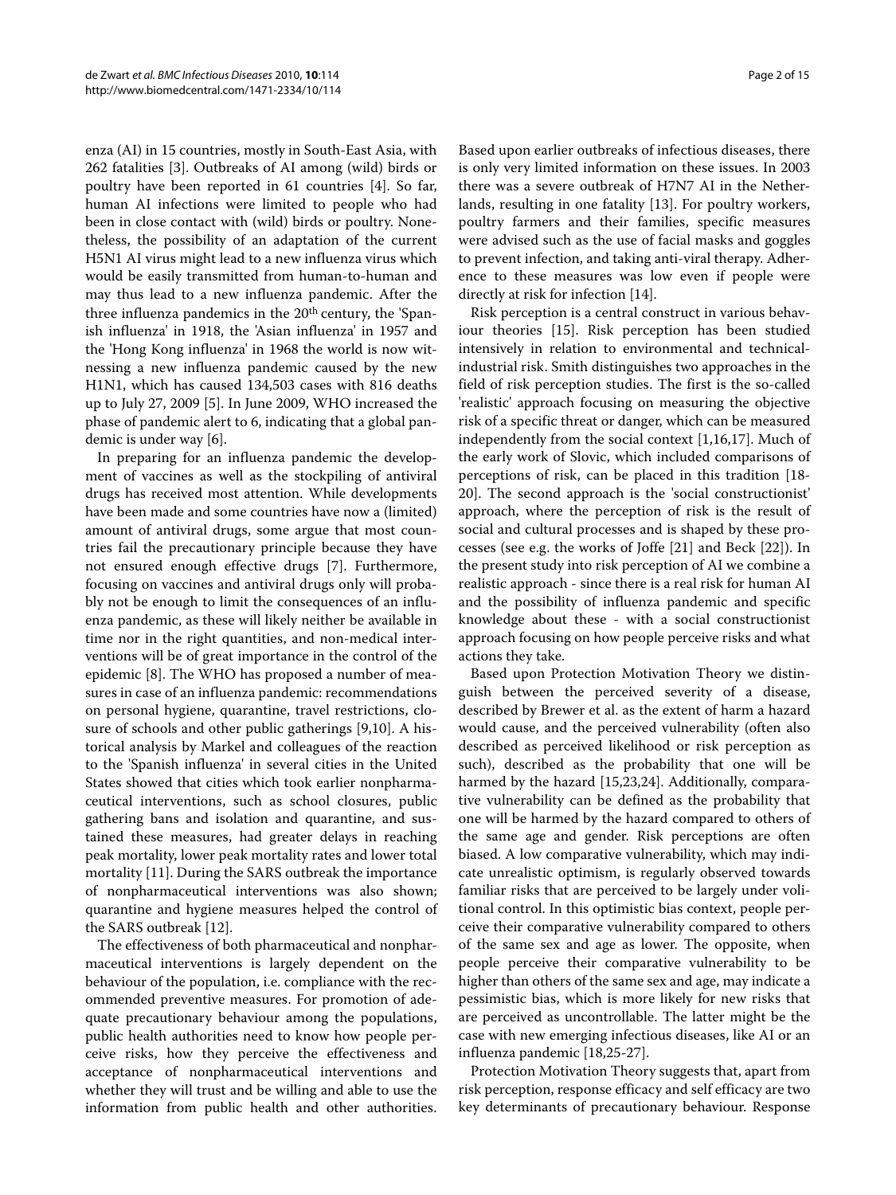enza (AI) in 15 countries, mostly in South-East Asia, with 262 fatalities [3]. Outbreaks of AI among (wild) birds or poultry have been reported in 61 countries [4]. So far, human AI infections were limited to people who had been in close contact with (wild) birds or poultry. Nonetheless, the possibility of an adaptation of the current H5N1 AI virus might lead to a new influenza virus which would be easily transmitted from human-to-human and may thus lead to a new influenza pandemic. After the three influenza pandemics in the 20th century, the 'Spanish influenza' in 1918, the 'Asian influenza' in 1957 and the 'Hong Kong influenza' in 1968 the world is now witnessing a new influenza pandemic caused by the new H1N1, which has caused 134,503 cases with 816 deaths up to July 27, 2009 [5]. In June 2009, WHO increased the phase of pandemic alert to 6, indicating that a global pandemic is under way [6].

In preparing for an influenza pandemic the development of vaccines as well as the stockpiling of antiviral drugs has received most attention. While developments have been made and some countries have now a (limited) amount of antiviral drugs, some argue that most countries fail the precautionary principle because they have not ensured enough effective drugs [7]. Furthermore, focusing on vaccines and antiviral drugs only will probably not be enough to limit the consequences of an influenza pandemic, as these will likely neither be available in time nor in the right quantities, and non-medical interventions will be of great importance in the control of the epidemic [8]. The WHO has proposed a number of measures in case of an influenza pandemic: recommendations on personal hygiene, quarantine, travel restrictions, closure of schools and other public gatherings [9,10]. A historical analysis by Markel and colleagues of the reaction to the 'Spanish influenza' in several cities in the United States showed that cities which took earlier nonpharmaceutical interventions, such as school closures, public gathering bans and isolation and quarantine, and sustained these measures, had greater delays in reaching peak mortality, lower peak mortality rates and lower total mortality [11]. During the SARS outbreak the importance of nonpharmaceutical interventions was also shown; quarantine and hygiene measures helped the control of the SARS outbreak [12].

The effectiveness of both pharmaceutical and nonpharmaceutical interventions is largely dependent on the behaviour of the population, i.e. compliance with the recommended preventive measures. For promotion of adequate precautionary behaviour among the populations, public health authorities need to know how people perceive risks, how they perceive the effectiveness and acceptance of nonpharmaceutical interventions and whether they will trust and be willing and able to use the information from public health and other authorities. Based upon earlier outbreaks of infectious diseases, there is only very limited information on these issues. In 2003 there was a severe outbreak of H7N7 AI in the Netherlands, resulting in one fatality [13]. For poultry workers, poultry farmers and their families, specific measures were advised such as the use of facial masks and goggles to prevent infection, and taking anti-viral therapy. Adherence to these measures was low even if people were directly at risk for infection [14].

Risk perception is a central construct in various behaviour theories [15]. Risk perception has been studied intensively in relation to environmental and technical-industrial risk. Smith distinguishes two approaches in the field of risk perception studies. The first is the so-called 'realistic' approach focusing on measuring the objective risk of a specific threat or danger, which can be measured independently from the social context [1,16,17]. Much of the early work of Slovic, which included comparisons of perceptions of risk, can be placed in this tradition [18-20]. The second approach is the 'social constructionist' approach, where the perception of risk is the result of social and cultural processes and is shaped by these processes (see e.g. the works of Joffe [21] and Beck [22]). In the present study into risk perception of AI we combine a realistic approach - since there is a real risk for human AI and the possibility of influenza pandemic and specific knowledge about these - with a social constructionist approach focusing on how people perceive risks and what actions they take.

Based upon Protection Motivation Theory we distinguish between the perceived severity of a disease, described by Brewer et al. as the extent of harm a hazard would cause, and the perceived vulnerability (often also described as perceived likelihood or risk perception as such), described as the probability that one will be harmed by the hazard [15,23,24]. Additionally, comparative vulnerability can be defined as the probability that one will be harmed by the hazard compared to others of the same age and gender. Risk perceptions are often biased. A low comparative vulnerability, which may indicate unrealistic optimism, is regularly observed towards familiar risks that are perceived to be largely under volitional control. In this optimistic bias context, people perceive their comparative vulnerability compared to others of the same sex and age as lower. The opposite, when people perceive their comparative vulnerability to be higher than others of the same sex and age, may indicate a pessimistic bias, which is more likely for new risks that are perceived as uncontrollable. The latter might be the case with new emerging infectious diseases, like AI or an influenza pandemic [18,25-27].

Protection Motivation Theory suggests that, apart from risk perception, response efficacy and self efficacy are two key determinants of precautionary behaviour. Response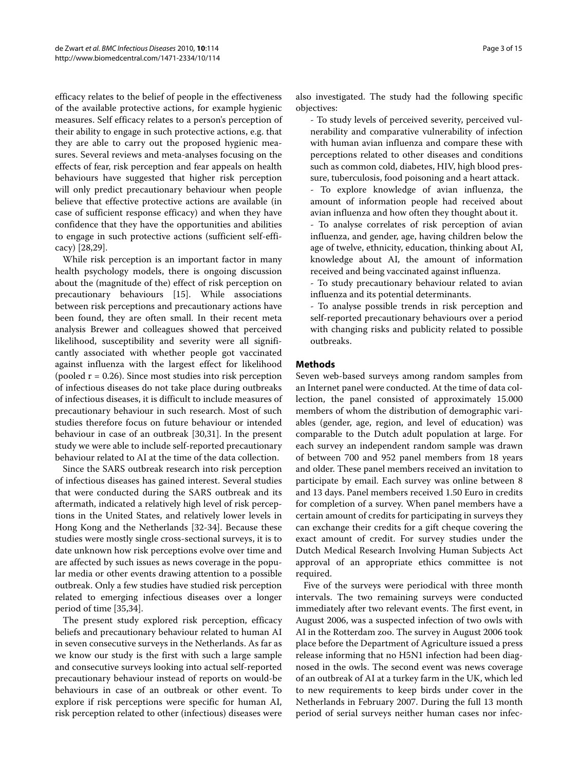efficacy relates to the belief of people in the effectiveness of the available protective actions, for example hygienic measures. Self efficacy relates to a person's perception of their ability to engage in such protective actions, e.g. that they are able to carry out the proposed hygienic measures. Several reviews and meta-analyses focusing on the effects of fear, risk perception and fear appeals on health behaviours have suggested that higher risk perception will only predict precautionary behaviour when people believe that effective protective actions are available (in case of sufficient response efficacy) and when they have confidence that they have the opportunities and abilities to engage in such protective actions (sufficient self-efficacy) [28,29].

While risk perception is an important factor in many health psychology models, there is ongoing discussion about the (magnitude of the) effect of risk perception on precautionary behaviours [15]. While associations between risk perceptions and precautionary actions have been found, they are often small. In their recent meta analysis Brewer and colleagues showed that perceived likelihood, susceptibility and severity were all significantly associated with whether people got vaccinated against influenza with the largest effect for likelihood (pooled $r = 0.26$). Since most studies into risk perception of infectious diseases do not take place during outbreaks of infectious diseases, it is difficult to include measures of precautionary behaviour in such research. Most of such studies therefore focus on future behaviour or intended behaviour in case of an outbreak [30,31]. In the present study we were able to include self-reported precautionary behaviour related to AI at the time of the data collection.

Since the SARS outbreak research into risk perception of infectious diseases has gained interest. Several studies that were conducted during the SARS outbreak and its aftermath, indicated a relatively high level of risk perceptions in the United States, and relatively lower levels in Hong Kong and the Netherlands [32-34]. Because these studies were mostly single cross-sectional surveys, it is to date unknown how risk perceptions evolve over time and are affected by such issues as news coverage in the popular media or other events drawing attention to a possible outbreak. Only a few studies have studied risk perception related to emerging infectious diseases over a longer period of time [35,34].

The present study explored risk perception, efficacy beliefs and precautionary behaviour related to human AI in seven consecutive surveys in the Netherlands. As far as we know our study is the first with such a large sample and consecutive surveys looking into actual self-reported precautionary behaviour instead of reports on would-be behaviours in case of an outbreak or other event. To explore if risk perceptions were specific for human AI, risk perception related to other (infectious) diseases were also investigated. The study had the following specific objectives:

- To study levels of perceived severity, perceived vulnerability and comparative vulnerability of infection with human avian influenza and compare these with perceptions related to other diseases and conditions such as common cold, diabetes, HIV, high blood pressure, tuberculosis, food poisoning and a heart attack.
- To explore knowledge of avian influenza, the amount of information people had received about avian influenza and how often they thought about it.
- To analyse correlates of risk perception of avian influenza, and gender, age, having children below the age of twelve, ethnicity, education, thinking about AI, knowledge about AI, the amount of information received and being vaccinated against influenza.
- To study precautionary behaviour related to avian influenza and its potential determinants.
- To analyse possible trends in risk perception and self-reported precautionary behaviours over a period with changing risks and publicity related to possible outbreaks.

## Methods

Seven web-based surveys among random samples from an Internet panel were conducted. At the time of data collection, the panel consisted of approximately 15.000 members of whom the distribution of demographic variables (gender, age, region, and level of education) was comparable to the Dutch adult population at large. For each survey an independent random sample was drawn of between 700 and 952 panel members from 18 years and older. These panel members received an invitation to participate by email. Each survey was online between 8 and 13 days. Panel members received 1.50 Euro in credits for completion of a survey. When panel members have a certain amount of credits for participating in surveys they can exchange their credits for a gift cheque covering the exact amount of credit. For survey studies under the Dutch Medical Research Involving Human Subjects Act approval of an appropriate ethics committee is not required.

Five of the surveys were periodical with three month intervals. The two remaining surveys were conducted immediately after two relevant events. The first event, in August 2006, was a suspected infection of two owls with AI in the Rotterdam zoo. The survey in August 2006 took place before the Department of Agriculture issued a press release informing that no H5N1 infection had been diagnosed in the owls. The second event was news coverage of an outbreak of AI at a turkey farm in the UK, which led to new requirements to keep birds under cover in the Netherlands in February 2007. During the full 13 month period of serial surveys neither human cases nor infec-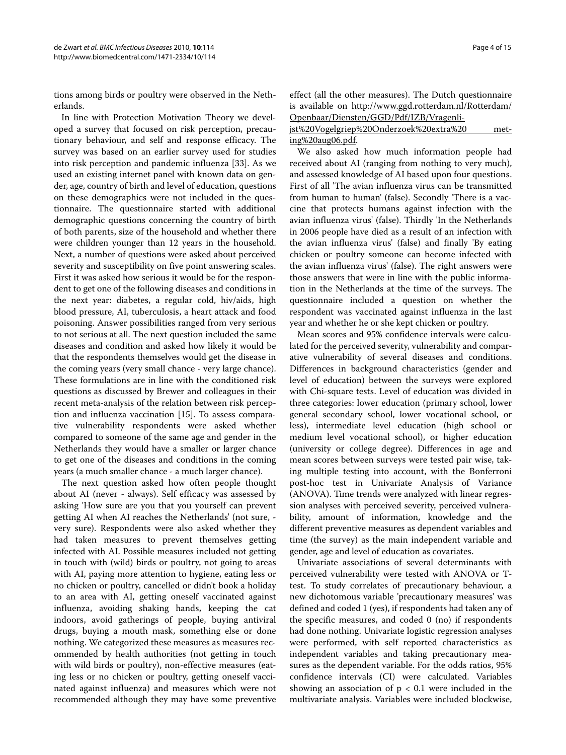tions among birds or poultry were observed in the Netherlands.

In line with Protection Motivation Theory we developed a survey that focused on risk perception, precautionary behaviour, and self and response efficacy. The survey was based on an earlier survey used for studies into risk perception and pandemic influenza [33]. As we used an existing internet panel with known data on gender, age, country of birth and level of education, questions on these demographics were not included in the questionnaire. The questionnaire started with additional demographic questions concerning the country of birth of both parents, size of the household and whether there were children younger than 12 years in the household. Next, a number of questions were asked about perceived severity and susceptibility on five point answering scales. First it was asked how serious it would be for the respondent to get one of the following diseases and conditions in the next year: diabetes, a regular cold, hiv/aids, high blood pressure, AI, tuberculosis, a heart attack and food poisoning. Answer possibilities ranged from very serious to not serious at all. The next question included the same diseases and condition and asked how likely it would be that the respondents themselves would get the disease in the coming years (very small chance - very large chance). These formulations are in line with the conditioned risk questions as discussed by Brewer and colleagues in their recent meta-analysis of the relation between risk perception and influenza vaccination [15]. To assess comparative vulnerability respondents were asked whether compared to someone of the same age and gender in the Netherlands they would have a smaller or larger chance to get one of the diseases and conditions in the coming years (a much smaller chance - a much larger chance).

The next question asked how often people thought about AI (never - always). Self efficacy was assessed by asking 'How sure are you that you yourself can prevent getting AI when AI reaches the Netherlands' (not sure, - very sure). Respondents were also asked whether they had taken measures to prevent themselves getting infected with AI. Possible measures included not getting in touch with (wild) birds or poultry, not going to areas with AI, paying more attention to hygiene, eating less or no chicken or poultry, cancelled or didn't book a holiday to an area with AI, getting oneself vaccinated against influenza, avoiding shaking hands, keeping the cat indoors, avoid gatherings of people, buying antiviral drugs, buying a mouth mask, something else or done nothing. We categorized these measures as measures recommended by health authorities (not getting in touch with wild birds or poultry), non-effective measures (eating less or no chicken or poultry, getting oneself vaccinated against influenza) and measures which were not recommended although they may have some preventive effect (all the other measures). The Dutch questionnaire is available on http://www.ggd.rotterdam.nl/Rotterdam/Openbaar/Diensten/GGD/Pdf/IZB/Vragenlijst%20Vogelgriep%20Onderzoek%20extra%20meting%20aug06.pdf.

We also asked how much information people had received about AI (ranging from nothing to very much), and assessed knowledge of AI based upon four questions. First of all 'The avian influenza virus can be transmitted from human to human' (false). Secondly 'There is a vaccine that protects humans against infection with the avian influenza virus' (false). Thirdly 'In the Netherlands in 2006 people have died as a result of an infection with the avian influenza virus' (false) and finally 'By eating chicken or poultry someone can become infected with the avian influenza virus' (false). The right answers were those answers that were in line with the public information in the Netherlands at the time of the surveys. The questionnaire included a question on whether the respondent was vaccinated against influenza in the last year and whether he or she kept chicken or poultry.

Mean scores and 95% confidence intervals were calculated for the perceived severity, vulnerability and comparative vulnerability of several diseases and conditions. Differences in background characteristics (gender and level of education) between the surveys were explored with Chi-square tests. Level of education was divided in three categories: lower education (primary school, lower general secondary school, lower vocational school, or less), intermediate level education (high school or medium level vocational school), or higher education (university or college degree). Differences in age and mean scores between surveys were tested pair wise, taking multiple testing into account, with the Bonferroni post-hoc test in Univariate Analysis of Variance (ANOVA). Time trends were analyzed with linear regression analyses with perceived severity, perceived vulnerability, amount of information, knowledge and the different preventive measures as dependent variables and time (the survey) as the main independent variable and gender, age and level of education as covariates.

Univariate associations of several determinants with perceived vulnerability were tested with ANOVA or T-test. To study correlates of precautionary behaviour, a new dichotomous variable 'precautionary measures' was defined and coded 1 (yes), if respondents had taken any of the specific measures, and coded 0 (no) if respondents had done nothing. Univariate logistic regression analyses were performed, with self reported characteristics as independent variables and taking precautionary measures as the dependent variable. For the odds ratios, 95% confidence intervals (CI) were calculated. Variables showing an association of $p < 0.1$ were included in the multivariate analysis. Variables were included blockwise,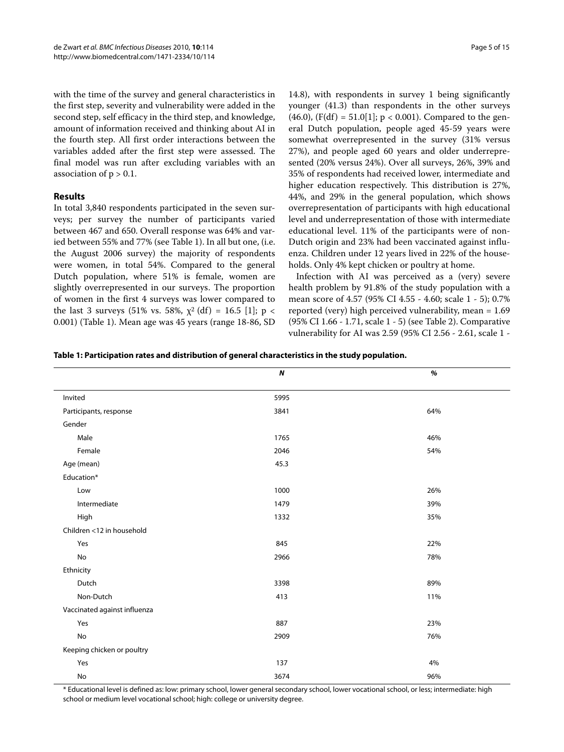with the time of the survey and general characteristics in the first step, severity and vulnerability were added in the second step, self efficacy in the third step, and knowledge, amount of information received and thinking about AI in the fourth step. All first order interactions between the variables added after the first step were assessed. The final model was run after excluding variables with an association of $p > 0.1$.

## Results

In total 3,840 respondents participated in the seven surveys; per survey the number of participants varied between 467 and 650. Overall response was 64% and varied between 55% and 77% (see Table 1). In all but one, (i.e. the August 2006 survey) the majority of respondents were women, in total 54%. Compared to the general Dutch population, where 51% is female, women are slightly overrepresented in our surveys. The proportion of women in the first 4 surveys was lower compared to the last 3 surveys (51% vs. 58%, $\chi^2$ (df) = 16.5 [1]; $p < 0.001$) (Table 1). Mean age was 45 years (range 18-86, SD 14.8), with respondents in survey 1 being significantly younger (41.3) than respondents in the other surveys (46.0), (F(df) = 51.0[1]; $p < 0.001$). Compared to the general Dutch population, people aged 45-59 years were somewhat overrepresented in the survey (31% versus 27%), and people aged 60 years and older underrepresented (20% versus 24%). Over all surveys, 26%, 39% and 35% of respondents had received lower, intermediate and higher education respectively. This distribution is 27%, 44%, and 29% in the general population, which shows overrepresentation of participants with high educational level and underrepresentation of those with intermediate educational level. 11% of the participants were of non-Dutch origin and 23% had been vaccinated against influenza. Children under 12 years lived in 22% of the households. Only 4% kept chicken or poultry at home.

Infection with AI was perceived as a (very) severe health problem by 91.8% of the study population with a mean score of 4.57 (95% CI 4.55 - 4.60; scale 1 - 5); 0.7% reported (very) high perceived vulnerability, mean = 1.69 (95% CI 1.66 - 1.71, scale 1 - 5) (see Table 2). Comparative vulnerability for AI was 2.59 (95% CI 2.56 - 2.61, scale 1 -

**Table 1: Participation rates and distribution of general characteristics in the study population.**

| | *N* | % |
|---|---|---|
| Invited | 5995 | |
| Participants, response | 3841 | 64% |
| Gender | | |
| Male | 1765 | 46% |
| Female | 2046 | 54% |
| Age (mean) | 45.3 | |
| Education* | | |
| Low | 1000 | 26% |
| Intermediate | 1479 | 39% |
| High | 1332 | 35% |
| Children <12 in household | | |
| Yes | 845 | 22% |
| No | 2966 | 78% |
| Ethnicity | | |
| Dutch | 3398 | 89% |
| Non-Dutch | 413 | 11% |
| Vaccinated against influenza | | |
| Yes | 887 | 23% |
| No | 2909 | 76% |
| Keeping chicken or poultry | | |
| Yes | 137 | 4% |
| No | 3674 | 96% |

* Educational level is defined as: low: primary school, lower general secondary school, lower vocational school, or less; intermediate: high school or medium level vocational school; high: college or university degree.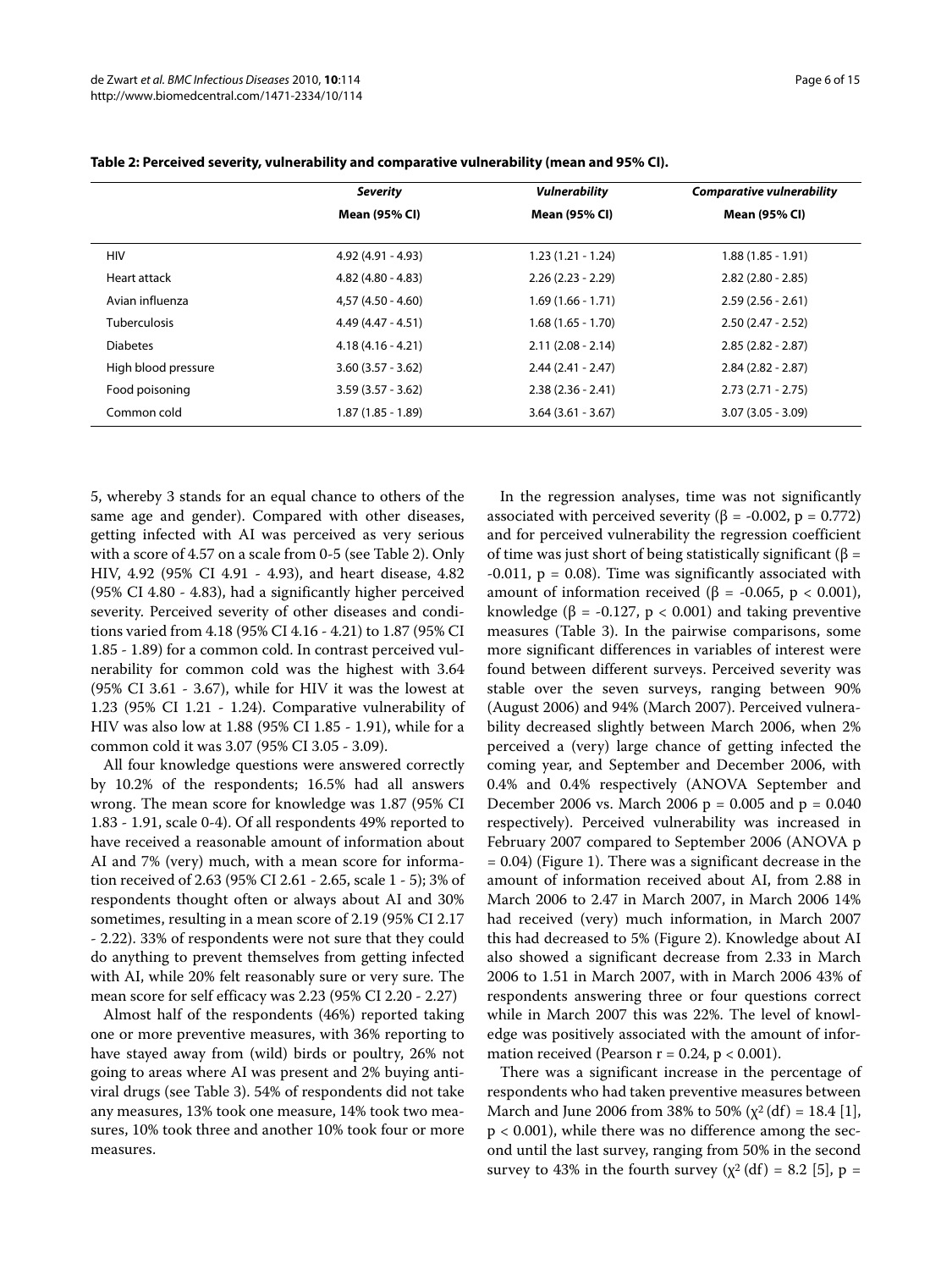**Table 2: Perceived severity, vulnerability and comparative vulnerability (mean and 95% CI).**

| | *Severity* | *Vulnerability* | *Comparative vulnerability* |
|---|---|---|---|
| | **Mean (95% CI)** | **Mean (95% CI)** | **Mean (95% CI)** |
| HIV | 4.92 (4.91 - 4.93) | 1.23 (1.21 - 1.24) | 1.88 (1.85 - 1.91) |
| Heart attack | 4.82 (4.80 - 4.83) | 2.26 (2.23 - 2.29) | 2.82 (2.80 - 2.85) |
| Avian influenza | 4,57 (4.50 - 4.60) | 1.69 (1.66 - 1.71) | 2.59 (2.56 - 2.61) |
| Tuberculosis | 4.49 (4.47 - 4.51) | 1.68 (1.65 - 1.70) | 2.50 (2.47 - 2.52) |
| Diabetes | 4.18 (4.16 - 4.21) | 2.11 (2.08 - 2.14) | 2.85 (2.82 - 2.87) |
| High blood pressure | 3.60 (3.57 - 3.62) | 2.44 (2.41 - 2.47) | 2.84 (2.82 - 2.87) |
| Food poisoning | 3.59 (3.57 - 3.62) | 2.38 (2.36 - 2.41) | 2.73 (2.71 - 2.75) |
| Common cold | 1.87 (1.85 - 1.89) | 3.64 (3.61 - 3.67) | 3.07 (3.05 - 3.09) |

5, whereby 3 stands for an equal chance to others of the same age and gender). Compared with other diseases, getting infected with AI was perceived as very serious with a score of 4.57 on a scale from 0-5 (see Table 2). Only HIV, 4.92 (95% CI 4.91 - 4.93), and heart disease, 4.82 (95% CI 4.80 - 4.83), had a significantly higher perceived severity. Perceived severity of other diseases and conditions varied from 4.18 (95% CI 4.16 - 4.21) to 1.87 (95% CI 1.85 - 1.89) for a common cold. In contrast perceived vulnerability for common cold was the highest with 3.64 (95% CI 3.61 - 3.67), while for HIV it was the lowest at 1.23 (95% CI 1.21 - 1.24). Comparative vulnerability of HIV was also low at 1.88 (95% CI 1.85 - 1.91), while for a common cold it was 3.07 (95% CI 3.05 - 3.09).

All four knowledge questions were answered correctly by 10.2% of the respondents; 16.5% had all answers wrong. The mean score for knowledge was 1.87 (95% CI 1.83 - 1.91, scale 0-4). Of all respondents 49% reported to have received a reasonable amount of information about AI and 7% (very) much, with a mean score for information received of 2.63 (95% CI 2.61 - 2.65, scale 1 - 5); 3% of respondents thought often or always about AI and 30% sometimes, resulting in a mean score of 2.19 (95% CI 2.17 - 2.22). 33% of respondents were not sure that they could do anything to prevent themselves from getting infected with AI, while 20% felt reasonably sure or very sure. The mean score for self efficacy was 2.23 (95% CI 2.20 - 2.27)

Almost half of the respondents (46%) reported taking one or more preventive measures, with 36% reporting to have stayed away from (wild) birds or poultry, 26% not going to areas where AI was present and 2% buying antiviral drugs (see Table 3). 54% of respondents did not take any measures, 13% took one measure, 14% took two measures, 10% took three and another 10% took four or more measures.

In the regression analyses, time was not significantly associated with perceived severity ($\beta = -0.002$, $p = 0.772$) and for perceived vulnerability the regression coefficient of time was just short of being statistically significant ($\beta = -0.011$, $p = 0.08$). Time was significantly associated with amount of information received ($\beta = -0.065$, $p < 0.001$), knowledge ($\beta = -0.127$, $p < 0.001$) and taking preventive measures (Table 3). In the pairwise comparisons, some more significant differences in variables of interest were found between different surveys. Perceived severity was stable over the seven surveys, ranging between 90% (August 2006) and 94% (March 2007). Perceived vulnerability decreased slightly between March 2006, when 2% perceived a (very) large chance of getting infected the coming year, and September and December 2006, with 0.4% and 0.4% respectively (ANOVA September and December 2006 vs. March 2006 $p = 0.005$ and $p = 0.040$ respectively). Perceived vulnerability was increased in February 2007 compared to September 2006 (ANOVA $p = 0.04$) (Figure 1). There was a significant decrease in the amount of information received about AI, from 2.88 in March 2006 to 2.47 in March 2007, in March 2006 14% had received (very) much information, in March 2007 this had decreased to 5% (Figure 2). Knowledge about AI also showed a significant decrease from 2.33 in March 2006 to 1.51 in March 2007, with in March 2006 43% of respondents answering three or four questions correct while in March 2007 this was 22%. The level of knowledge was positively associated with the amount of information received (Pearson $r = 0.24$, $p < 0.001$).

There was a significant increase in the percentage of respondents who had taken preventive measures between March and June 2006 from 38% to 50% ($\chi^2$ (df) = 18.4 [1], $p < 0.001$), while there was no difference among the second until the last survey, ranging from 50% in the second survey to 43% in the fourth survey ($\chi^2$ (df) = 8.2 [5], p =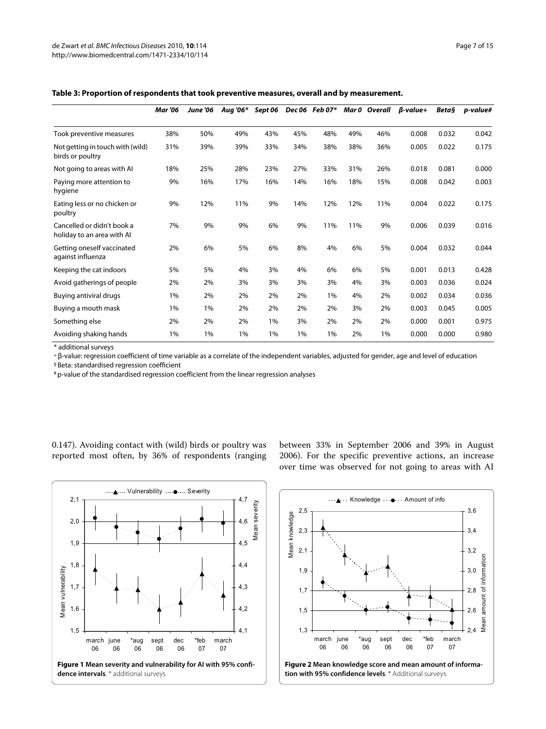**Table 3: Proportion of respondents that took preventive measures, overall and by measurement.**

| | *Mar '06* | *June '06* | *Aug '06** | *Sept 06* | *Dec 06* | *Feb 07** | *Mar 0* | *Overall* | *β-value+* | *Beta§* | *p-value#* |
|---|---|---|---|---|---|---|---|---|---|---|---|
| Took preventive measures | 38% | 50% | 49% | 43% | 45% | 48% | 49% | 46% | 0.008 | 0.032 | 0.042 |
| Not getting in touch with (wild) birds or poultry | 31% | 39% | 39% | 33% | 34% | 38% | 38% | 36% | 0.005 | 0.022 | 0.175 |
| Not going to areas with AI | 18% | 25% | 28% | 23% | 27% | 33% | 31% | 26% | 0.018 | 0.081 | 0.000 |
| Paying more attention to hygiene | 9% | 16% | 17% | 16% | 14% | 16% | 18% | 15% | 0.008 | 0.042 | 0.003 |
| Eating less or no chicken or poultry | 9% | 12% | 11% | 9% | 14% | 12% | 12% | 11% | 0.004 | 0.022 | 0.175 |
| Cancelled or didn't book a holiday to an area with AI | 7% | 9% | 9% | 6% | 9% | 11% | 11% | 9% | 0.006 | 0.039 | 0.016 |
| Getting oneself vaccinated against influenza | 2% | 6% | 5% | 6% | 8% | 4% | 6% | 5% | 0.004 | 0.032 | 0.044 |
| Keeping the cat indoors | 5% | 5% | 4% | 3% | 4% | 6% | 6% | 5% | 0.001 | 0.013 | 0.428 |
| Avoid gatherings of people | 2% | 2% | 3% | 3% | 3% | 3% | 4% | 3% | 0.003 | 0.036 | 0.024 |
| Buying antiviral drugs | 1% | 2% | 2% | 2% | 2% | 1% | 4% | 2% | 0.002 | 0.034 | 0.036 |
| Buying a mouth mask | 1% | 1% | 2% | 2% | 2% | 2% | 3% | 2% | 0.003 | 0.045 | 0.005 |
| Something else | 2% | 2% | 2% | 1% | 3% | 2% | 2% | 2% | 0.000 | 0.001 | 0.975 |
| Avoiding shaking hands | 1% | 1% | 1% | 1% | 1% | 1% | 2% | 1% | 0.000 | 0.000 | 0.980 |

\* additional surveys

+ β-value: regression coefficient of time variable as a correlate of the independent variables, adjusted for gender, age and level of education

§ Beta: standardised regression coefficient

# p-value of the standardised regression coefficient from the linear regression analyses

0.147). Avoiding contact with (wild) birds or poultry was reported most often, by 36% of respondents (ranging between 33% in September 2006 and 39% in August 2006). For the specific preventive actions, an increase over time was observed for not going to areas with AI

Vulnerability Severity
Mean vulnerability
Mean severity
2,1
2,0
1,9
1,8
1,7
1,6
1,5
4,7
4,6
4,5
4,4
4,3
4,2
4,1
march 06 june 06 *aug 06 sept 06 dec 06 *feb 07 march 07

**Figure 1 Mean severity and vulnerability for AI with 95% confidence intervals**. * additional surveys

Knowledge Amount of info
Mean knowledge
Mean amount of information
2,5
2,3
2,1
1,9
1,7
1,5
1,3
3,6
3,4
3,2
3,0
2,8
2,6
2,4
march 06 june 06 *aug 06 sept 06 dec 06 *feb 07 march 07

**Figure 2 Mean knowledge score and mean amount of information with 95% confidence levels**. * Additional surveys.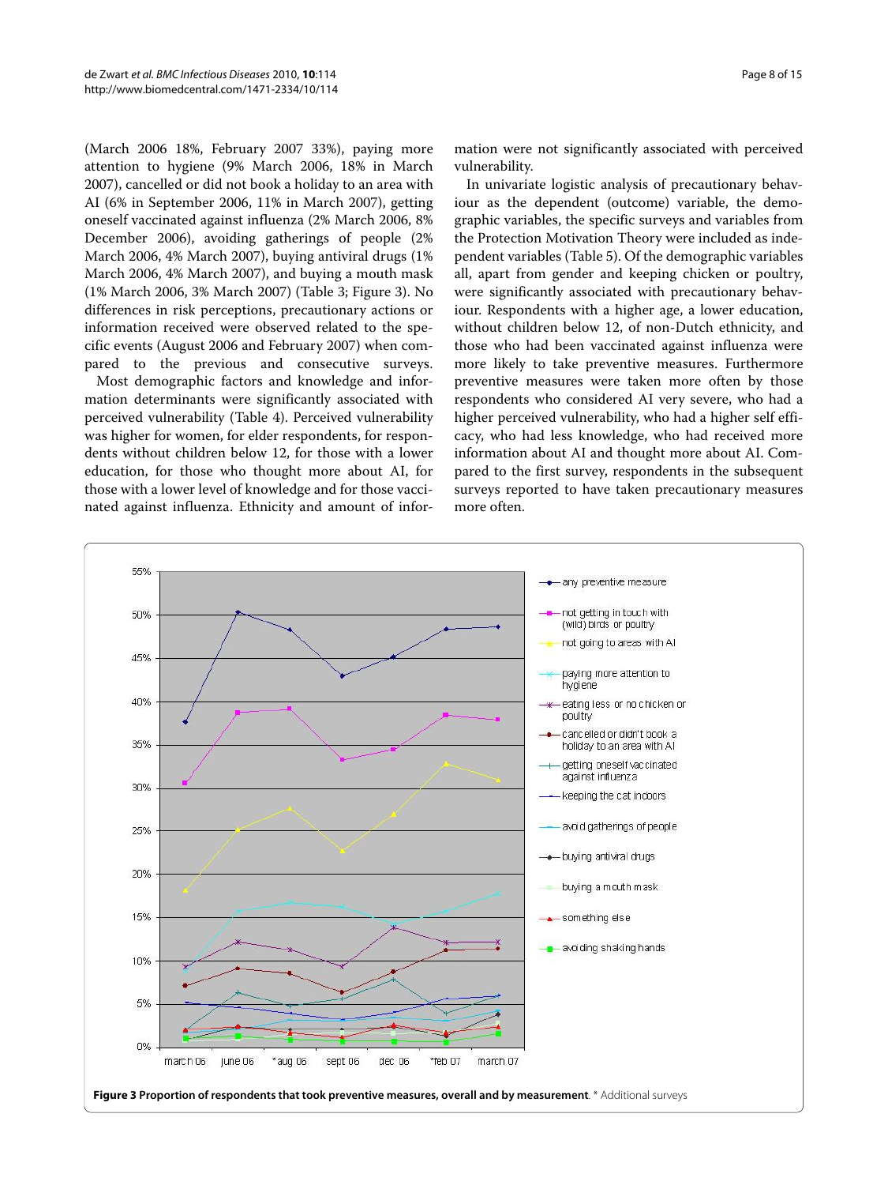(March 2006 18%, February 2007 33%), paying more attention to hygiene (9% March 2006, 18% in March 2007), cancelled or did not book a holiday to an area with AI (6% in September 2006, 11% in March 2007), getting oneself vaccinated against influenza (2% March 2006, 8% December 2006), avoiding gatherings of people (2% March 2006, 4% March 2007), buying antiviral drugs (1% March 2006, 4% March 2007), and buying a mouth mask (1% March 2006, 3% March 2007) (Table 3; Figure 3). No differences in risk perceptions, precautionary actions or information received were observed related to the specific events (August 2006 and February 2007) when compared to the previous and consecutive surveys.

Most demographic factors and knowledge and information determinants were significantly associated with perceived vulnerability (Table 4). Perceived vulnerability was higher for women, for elder respondents, for respondents without children below 12, for those with a lower education, for those who thought more about AI, for those with a lower level of knowledge and for those vaccinated against influenza. Ethnicity and amount of information were not significantly associated with perceived vulnerability.

In univariate logistic analysis of precautionary behaviour as the dependent (outcome) variable, the demographic variables, the specific surveys and variables from the Protection Motivation Theory were included as independent variables (Table 5). Of the demographic variables all, apart from gender and keeping chicken or poultry, were significantly associated with precautionary behaviour. Respondents with a higher age, a lower education, without children below 12, of non-Dutch ethnicity, and those who had been vaccinated against influenza were more likely to take preventive measures. Furthermore preventive measures were taken more often by those respondents who considered AI very severe, who had a higher perceived vulnerability, who had a higher self efficacy, who had less knowledge, who had received more information about AI and thought more about AI. Compared to the first survey, respondents in the subsequent surveys reported to have taken precautionary measures more often.

55%
50%
45%
40%
35%
30%
25%
20%
15%
10%
5%
0%

march 06
june 06
*aug 06
sept 06
dec 06
*feb 07
march 07

any preventive measure
not getting in touch with (wild) birds or poultry
not going to areas with AI
paying more attention to hygiene
eating less or no chicken or poultry
cancelled or didn't book a holiday to an area with AI
getting oneself vaccinated against influenza
keeping the cat indoors
avoid gatherings of people
buying antiviral drugs
buying a mouth mask
something else
avoiding shaking hands

**Figure 3 Proportion of respondents that took preventive measures, overall and by measurement**. * Additional surveys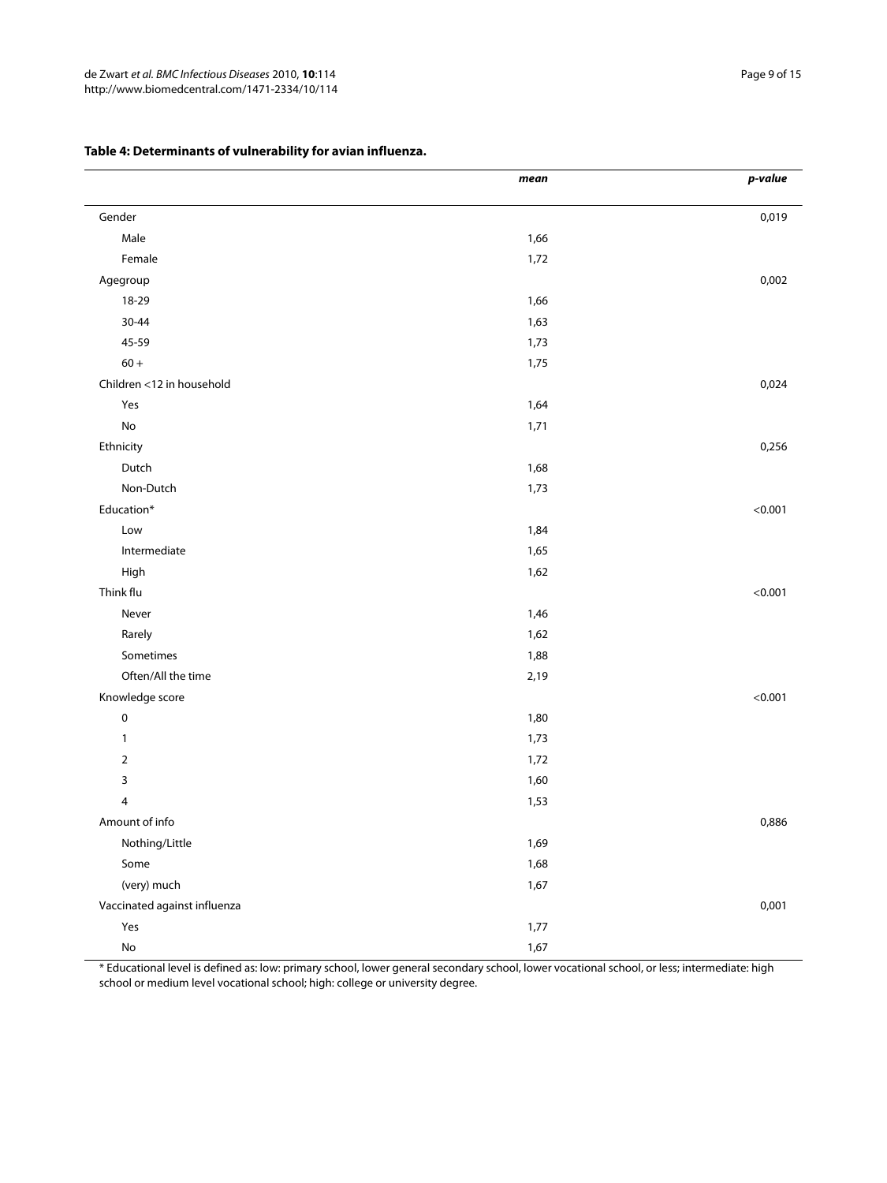**Table 4: Determinants of vulnerability for avian influenza.**

| | *mean* | *p-value* |
|---|---|---|
| Gender | | 0,019 |
| Male | 1,66 | |
| Female | 1,72 | |
| Agegroup | | 0,002 |
| 18-29 | 1,66 | |
| 30-44 | 1,63 | |
| 45-59 | 1,73 | |
| 60 + | 1,75 | |
| Children <12 in household | | 0,024 |
| Yes | 1,64 | |
| No | 1,71 | |
| Ethnicity | | 0,256 |
| Dutch | 1,68 | |
| Non-Dutch | 1,73 | |
| Education* | | <0.001 |
| Low | 1,84 | |
| Intermediate | 1,65 | |
| High | 1,62 | |
| Think flu | | <0.001 |
| Never | 1,46 | |
| Rarely | 1,62 | |
| Sometimes | 1,88 | |
| Often/All the time | 2,19 | |
| Knowledge score | | <0.001 |
| 0 | 1,80 | |
| 1 | 1,73 | |
| 2 | 1,72 | |
| 3 | 1,60 | |
| 4 | 1,53 | |
| Amount of info | | 0,886 |
| Nothing/Little | 1,69 | |
| Some | 1,68 | |
| (very) much | 1,67 | |
| Vaccinated against influenza | | 0,001 |
| Yes | 1,77 | |
| No | 1,67 | |

* Educational level is defined as: low: primary school, lower general secondary school, lower vocational school, or less; intermediate: high school or medium level vocational school; high: college or university degree.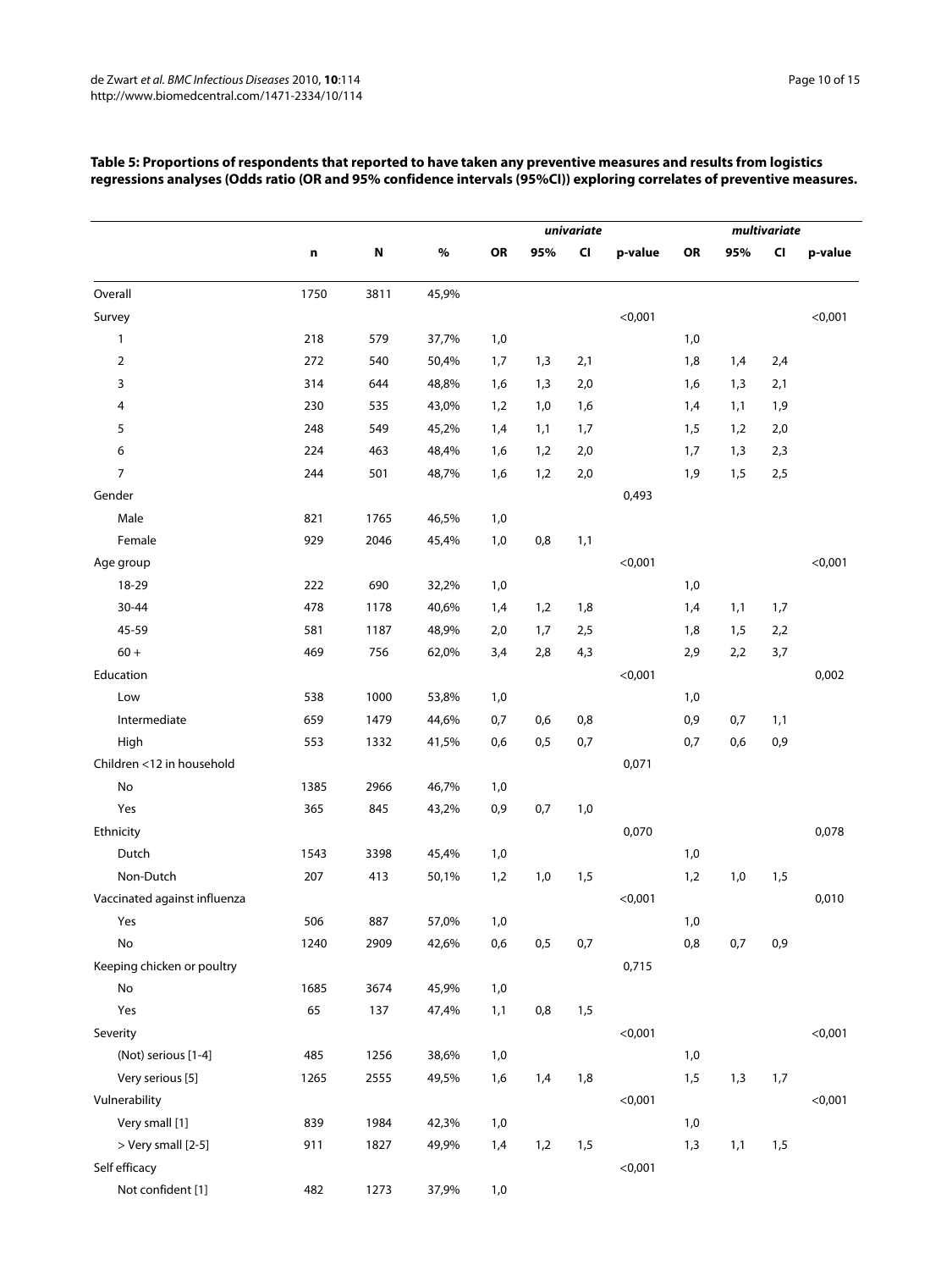**Table 5: Proportions of respondents that reported to have taken any preventive measures and results from logistics regressions analyses (Odds ratio (OR and 95% confidence intervals (95%CI)) exploring correlates of preventive measures.**

| | | | | *univariate* | | | | *multivariate* | | | |
|---|---|---|---|---|---|---|---|---|---|---|---|
| | **n** | **N** | **%** | **OR** | **95%** | **CI** | **p-value** | **OR** | **95%** | **CI** | **p-value** |
| Overall | 1750 | 3811 | 45,9% | | | | | | | | |
| Survey | | | | | | | <0,001 | | | | <0,001 |
| 1 | 218 | 579 | 37,7% | 1,0 | | | | 1,0 | | | |
| 2 | 272 | 540 | 50,4% | 1,7 | 1,3 | 2,1 | | 1,8 | 1,4 | 2,4 | |
| 3 | 314 | 644 | 48,8% | 1,6 | 1,3 | 2,0 | | 1,6 | 1,3 | 2,1 | |
| 4 | 230 | 535 | 43,0% | 1,2 | 1,0 | 1,6 | | 1,4 | 1,1 | 1,9 | |
| 5 | 248 | 549 | 45,2% | 1,4 | 1,1 | 1,7 | | 1,5 | 1,2 | 2,0 | |
| 6 | 224 | 463 | 48,4% | 1,6 | 1,2 | 2,0 | | 1,7 | 1,3 | 2,3 | |
| 7 | 244 | 501 | 48,7% | 1,6 | 1,2 | 2,0 | | 1,9 | 1,5 | 2,5 | |
| Gender | | | | | | | 0,493 | | | | |
| Male | 821 | 1765 | 46,5% | 1,0 | | | | | | | |
| Female | 929 | 2046 | 45,4% | 1,0 | 0,8 | 1,1 | | | | | |
| Age group | | | | | | | <0,001 | | | | <0,001 |
| 18-29 | 222 | 690 | 32,2% | 1,0 | | | | 1,0 | | | |
| 30-44 | 478 | 1178 | 40,6% | 1,4 | 1,2 | 1,8 | | 1,4 | 1,1 | 1,7 | |
| 45-59 | 581 | 1187 | 48,9% | 2,0 | 1,7 | 2,5 | | 1,8 | 1,5 | 2,2 | |
| 60 + | 469 | 756 | 62,0% | 3,4 | 2,8 | 4,3 | | 2,9 | 2,2 | 3,7 | |
| Education | | | | | | | <0,001 | | | | 0,002 |
| Low | 538 | 1000 | 53,8% | 1,0 | | | | 1,0 | | | |
| Intermediate | 659 | 1479 | 44,6% | 0,7 | 0,6 | 0,8 | | 0,9 | 0,7 | 1,1 | |
| High | 553 | 1332 | 41,5% | 0,6 | 0,5 | 0,7 | | 0,7 | 0,6 | 0,9 | |
| Children <12 in household | | | | | | | 0,071 | | | | |
| No | 1385 | 2966 | 46,7% | 1,0 | | | | | | | |
| Yes | 365 | 845 | 43,2% | 0,9 | 0,7 | 1,0 | | | | | |
| Ethnicity | | | | | | | 0,070 | | | | 0,078 |
| Dutch | 1543 | 3398 | 45,4% | 1,0 | | | | 1,0 | | | |
| Non-Dutch | 207 | 413 | 50,1% | 1,2 | 1,0 | 1,5 | | 1,2 | 1,0 | 1,5 | |
| Vaccinated against influenza | | | | | | | <0,001 | | | | 0,010 |
| Yes | 506 | 887 | 57,0% | 1,0 | | | | 1,0 | | | |
| No | 1240 | 2909 | 42,6% | 0,6 | 0,5 | 0,7 | | 0,8 | 0,7 | 0,9 | |
| Keeping chicken or poultry | | | | | | | 0,715 | | | | |
| No | 1685 | 3674 | 45,9% | 1,0 | | | | | | | |
| Yes | 65 | 137 | 47,4% | 1,1 | 0,8 | 1,5 | | | | | |
| Severity | | | | | | | <0,001 | | | | <0,001 |
| (Not) serious [1-4] | 485 | 1256 | 38,6% | 1,0 | | | | 1,0 | | | |
| Very serious [5] | 1265 | 2555 | 49,5% | 1,6 | 1,4 | 1,8 | | 1,5 | 1,3 | 1,7 | |
| Vulnerability | | | | | | | <0,001 | | | | <0,001 |
| Very small [1] | 839 | 1984 | 42,3% | 1,0 | | | | 1,0 | | | |
| > Very small [2-5] | 911 | 1827 | 49,9% | 1,4 | 1,2 | 1,5 | | 1,3 | 1,1 | 1,5 | |
| Self efficacy | | | | | | | <0,001 | | | | |
| Not confident [1] | 482 | 1273 | 37,9% | 1,0 | | | | | | | |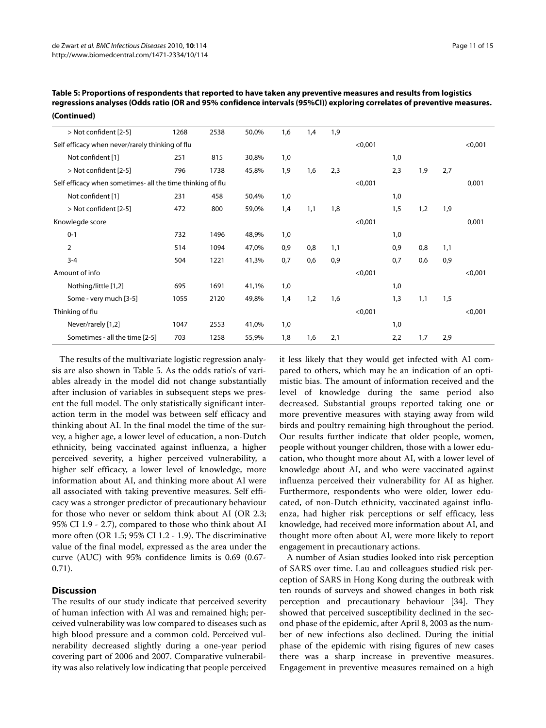**Table 5: Proportions of respondents that reported to have taken any preventive measures and results from logistics regressions analyses (Odds ratio (OR and 95% confidence intervals (95%CI)) exploring correlates of preventive measures. (Continued)**

| | | | | | | | | | | | |
|---|---|---|---|---|---|---|---|---|---|---|---|
| > Not confident [2-5] | 1268 | 2538 | 50,0% | 1,6 | 1,4 | 1,9 | | | | | |
| Self efficacy when never/rarely thinking of flu | | | | | | | <0,001 | | | | <0,001 |
| Not confident [1] | 251 | 815 | 30,8% | 1,0 | | | | 1,0 | | | |
| > Not confident [2-5] | 796 | 1738 | 45,8% | 1,9 | 1,6 | 2,3 | | 2,3 | 1,9 | 2,7 | |
| Self efficacy when sometimes- all the time thinking of flu | | | | | | | <0,001 | | | | 0,001 |
| Not confident [1] | 231 | 458 | 50,4% | 1,0 | | | | 1,0 | | | |
| > Not confident [2-5] | 472 | 800 | 59,0% | 1,4 | 1,1 | 1,8 | | 1,5 | 1,2 | 1,9 | |
| Knowlegde score | | | | | | | <0,001 | | | | 0,001 |
| 0-1 | 732 | 1496 | 48,9% | 1,0 | | | | 1,0 | | | |
| 2 | 514 | 1094 | 47,0% | 0,9 | 0,8 | 1,1 | | 0,9 | 0,8 | 1,1 | |
| 3-4 | 504 | 1221 | 41,3% | 0,7 | 0,6 | 0,9 | | 0,7 | 0,6 | 0,9 | |
| Amount of info | | | | | | | <0,001 | | | | <0,001 |
| Nothing/little [1,2] | 695 | 1691 | 41,1% | 1,0 | | | | 1,0 | | | |
| Some - very much [3-5] | 1055 | 2120 | 49,8% | 1,4 | 1,2 | 1,6 | | 1,3 | 1,1 | 1,5 | |
| Thinking of flu | | | | | | | <0,001 | | | | <0,001 |
| Never/rarely [1,2] | 1047 | 2553 | 41,0% | 1,0 | | | | 1,0 | | | |
| Sometimes - all the time [2-5] | 703 | 1258 | 55,9% | 1,8 | 1,6 | 2,1 | | 2,2 | 1,7 | 2,9 | |

The results of the multivariate logistic regression analysis are also shown in Table 5. As the odds ratio's of variables already in the model did not change substantially after inclusion of variables in subsequent steps we present the full model. The only statistically significant interaction term in the model was between self efficacy and thinking about AI. In the final model the time of the survey, a higher age, a lower level of education, a non-Dutch ethnicity, being vaccinated against influenza, a higher perceived severity, a higher perceived vulnerability, a higher self efficacy, a lower level of knowledge, more information about AI, and thinking more about AI were all associated with taking preventive measures. Self efficacy was a stronger predictor of precautionary behaviour for those who never or seldom think about AI (OR 2.3; 95% CI 1.9 - 2.7), compared to those who think about AI more often (OR 1.5; 95% CI 1.2 - 1.9). The discriminative value of the final model, expressed as the area under the curve (AUC) with 95% confidence limits is 0.69 (0.67-0.71).

## Discussion

The results of our study indicate that perceived severity of human infection with AI was and remained high; perceived vulnerability was low compared to diseases such as high blood pressure and a common cold. Perceived vulnerability decreased slightly during a one-year period covering part of 2006 and 2007. Comparative vulnerability was also relatively low indicating that people perceived it less likely that they would get infected with AI compared to others, which may be an indication of an optimistic bias. The amount of information received and the level of knowledge during the same period also decreased. Substantial groups reported taking one or more preventive measures with staying away from wild birds and poultry remaining high throughout the period. Our results further indicate that older people, women, people without younger children, those with a lower education, who thought more about AI, with a lower level of knowledge about AI, and who were vaccinated against influenza perceived their vulnerability for AI as higher. Furthermore, respondents who were older, lower educated, of non-Dutch ethnicity, vaccinated against influenza, had higher risk perceptions or self efficacy, less knowledge, had received more information about AI, and thought more often about AI, were more likely to report engagement in precautionary actions.

A number of Asian studies looked into risk perception of SARS over time. Lau and colleagues studied risk perception of SARS in Hong Kong during the outbreak with ten rounds of surveys and showed changes in both risk perception and precautionary behaviour [34]. They showed that perceived susceptibility declined in the second phase of the epidemic, after April 8, 2003 as the number of new infections also declined. During the initial phase of the epidemic with rising figures of new cases there was a sharp increase in preventive measures. Engagement in preventive measures remained on a high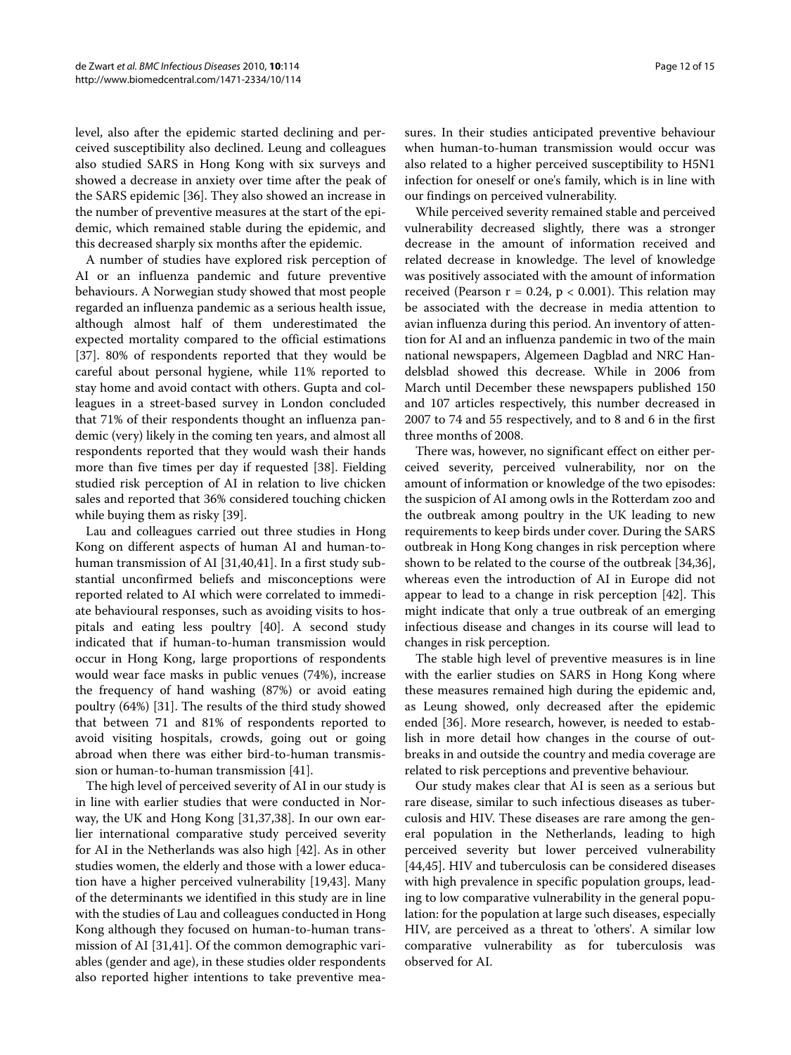level, also after the epidemic started declining and perceived susceptibility also declined. Leung and colleagues also studied SARS in Hong Kong with six surveys and showed a decrease in anxiety over time after the peak of the SARS epidemic [36]. They also showed an increase in the number of preventive measures at the start of the epidemic, which remained stable during the epidemic, and this decreased sharply six months after the epidemic.

A number of studies have explored risk perception of AI or an influenza pandemic and future preventive behaviours. A Norwegian study showed that most people regarded an influenza pandemic as a serious health issue, although almost half of them underestimated the expected mortality compared to the official estimations [37]. 80% of respondents reported that they would be careful about personal hygiene, while 11% reported to stay home and avoid contact with others. Gupta and colleagues in a street-based survey in London concluded that 71% of their respondents thought an influenza pandemic (very) likely in the coming ten years, and almost all respondents reported that they would wash their hands more than five times per day if requested [38]. Fielding studied risk perception of AI in relation to live chicken sales and reported that 36% considered touching chicken while buying them as risky [39].

Lau and colleagues carried out three studies in Hong Kong on different aspects of human AI and human-to-human transmission of AI [31,40,41]. In a first study substantial unconfirmed beliefs and misconceptions were reported related to AI which were correlated to immediate behavioural responses, such as avoiding visits to hospitals and eating less poultry [40]. A second study indicated that if human-to-human transmission would occur in Hong Kong, large proportions of respondents would wear face masks in public venues (74%), increase the frequency of hand washing (87%) or avoid eating poultry (64%) [31]. The results of the third study showed that between 71 and 81% of respondents reported to avoid visiting hospitals, crowds, going out or going abroad when there was either bird-to-human transmission or human-to-human transmission [41].

The high level of perceived severity of AI in our study is in line with earlier studies that were conducted in Norway, the UK and Hong Kong [31,37,38]. In our own earlier international comparative study perceived severity for AI in the Netherlands was also high [42]. As in other studies women, the elderly and those with a lower education have a higher perceived vulnerability [19,43]. Many of the determinants we identified in this study are in line with the studies of Lau and colleagues conducted in Hong Kong although they focused on human-to-human transmission of AI [31,41]. Of the common demographic variables (gender and age), in these studies older respondents also reported higher intentions to take preventive measures. In their studies anticipated preventive behaviour when human-to-human transmission would occur was also related to a higher perceived susceptibility to H5N1 infection for oneself or one's family, which is in line with our findings on perceived vulnerability.

While perceived severity remained stable and perceived vulnerability decreased slightly, there was a stronger decrease in the amount of information received and related decrease in knowledge. The level of knowledge was positively associated with the amount of information received (Pearson $r = 0.24$, $p < 0.001$). This relation may be associated with the decrease in media attention to avian influenza during this period. An inventory of attention for AI and an influenza pandemic in two of the main national newspapers, Algemeen Dagblad and NRC Handelsblad showed this decrease. While in 2006 from March until December these newspapers published 150 and 107 articles respectively, this number decreased in 2007 to 74 and 55 respectively, and to 8 and 6 in the first three months of 2008.

There was, however, no significant effect on either perceived severity, perceived vulnerability, nor on the amount of information or knowledge of the two episodes: the suspicion of AI among owls in the Rotterdam zoo and the outbreak among poultry in the UK leading to new requirements to keep birds under cover. During the SARS outbreak in Hong Kong changes in risk perception where shown to be related to the course of the outbreak [34,36], whereas even the introduction of AI in Europe did not appear to lead to a change in risk perception [42]. This might indicate that only a true outbreak of an emerging infectious disease and changes in its course will lead to changes in risk perception.

The stable high level of preventive measures is in line with the earlier studies on SARS in Hong Kong where these measures remained high during the epidemic and, as Leung showed, only decreased after the epidemic ended [36]. More research, however, is needed to establish in more detail how changes in the course of outbreaks in and outside the country and media coverage are related to risk perceptions and preventive behaviour.

Our study makes clear that AI is seen as a serious but rare disease, similar to such infectious diseases as tuberculosis and HIV. These diseases are rare among the general population in the Netherlands, leading to high perceived severity but lower perceived vulnerability [44,45]. HIV and tuberculosis can be considered diseases with high prevalence in specific population groups, leading to low comparative vulnerability in the general population: for the population at large such diseases, especially HIV, are perceived as a threat to 'others'. A similar low comparative vulnerability as for tuberculosis was observed for AI.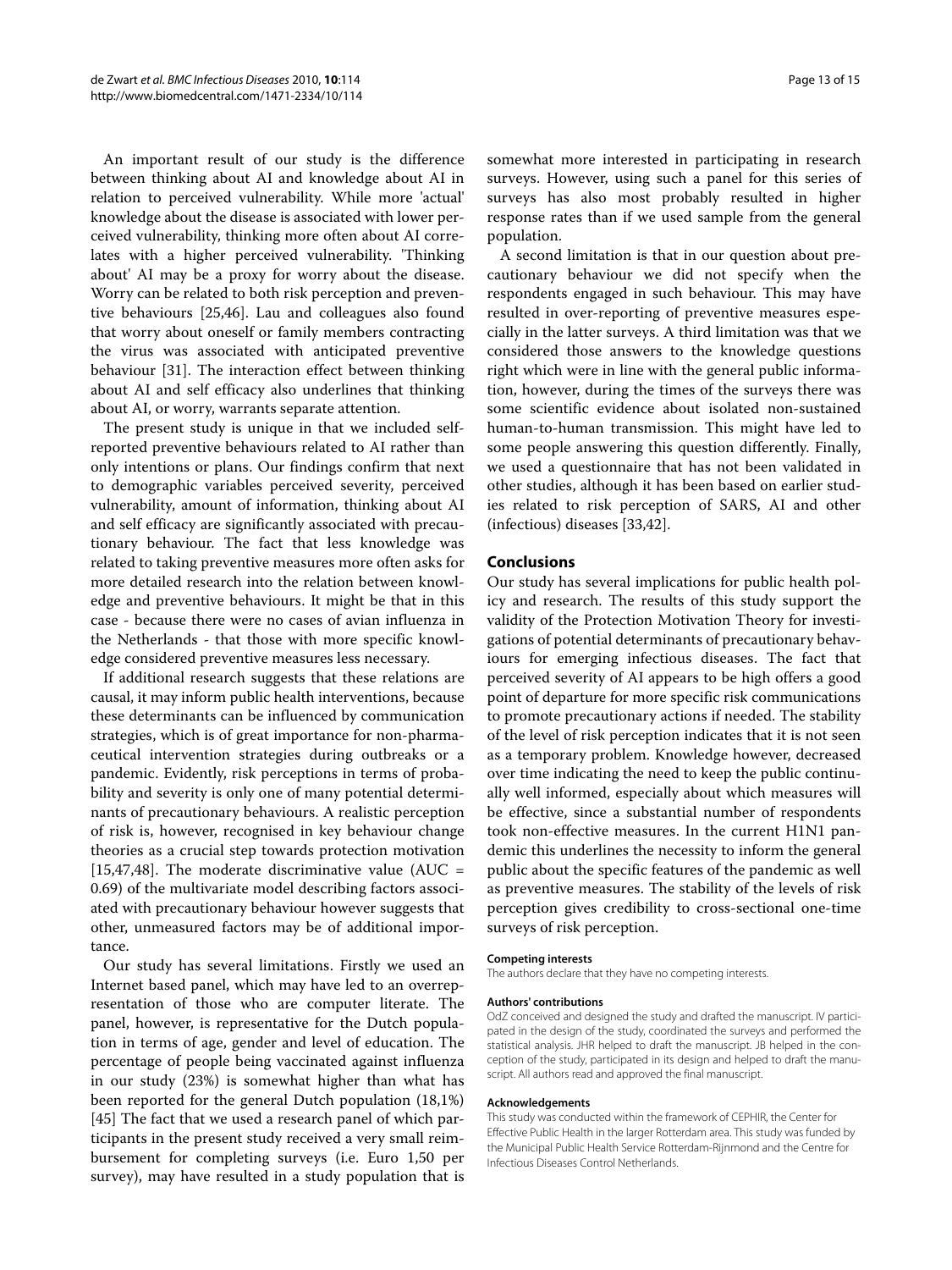An important result of our study is the difference between thinking about AI and knowledge about AI in relation to perceived vulnerability. While more 'actual' knowledge about the disease is associated with lower perceived vulnerability, thinking more often about AI correlates with a higher perceived vulnerability. 'Thinking about' AI may be a proxy for worry about the disease. Worry can be related to both risk perception and preventive behaviours [25,46]. Lau and colleagues also found that worry about oneself or family members contracting the virus was associated with anticipated preventive behaviour [31]. The interaction effect between thinking about AI and self efficacy also underlines that thinking about AI, or worry, warrants separate attention.

The present study is unique in that we included self-reported preventive behaviours related to AI rather than only intentions or plans. Our findings confirm that next to demographic variables perceived severity, perceived vulnerability, amount of information, thinking about AI and self efficacy are significantly associated with precautionary behaviour. The fact that less knowledge was related to taking preventive measures more often asks for more detailed research into the relation between knowledge and preventive behaviours. It might be that in this case - because there were no cases of avian influenza in the Netherlands - that those with more specific knowledge considered preventive measures less necessary.

If additional research suggests that these relations are causal, it may inform public health interventions, because these determinants can be influenced by communication strategies, which is of great importance for non-pharmaceutical intervention strategies during outbreaks or a pandemic. Evidently, risk perceptions in terms of probability and severity is only one of many potential determinants of precautionary behaviours. A realistic perception of risk is, however, recognised in key behaviour change theories as a crucial step towards protection motivation [15,47,48]. The moderate discriminative value (AUC = 0.69) of the multivariate model describing factors associated with precautionary behaviour however suggests that other, unmeasured factors may be of additional importance.

Our study has several limitations. Firstly we used an Internet based panel, which may have led to an overrepresentation of those who are computer literate. The panel, however, is representative for the Dutch population in terms of age, gender and level of education. The percentage of people being vaccinated against influenza in our study (23%) is somewhat higher than what has been reported for the general Dutch population (18,1%) [45] The fact that we used a research panel of which participants in the present study received a very small reimbursement for completing surveys (i.e. Euro 1,50 per survey), may have resulted in a study population that is somewhat more interested in participating in research surveys. However, using such a panel for this series of surveys has also most probably resulted in higher response rates than if we used sample from the general population.

A second limitation is that in our question about precautionary behaviour we did not specify when the respondents engaged in such behaviour. This may have resulted in over-reporting of preventive measures especially in the latter surveys. A third limitation was that we considered those answers to the knowledge questions right which were in line with the general public information, however, during the times of the surveys there was some scientific evidence about isolated non-sustained human-to-human transmission. This might have led to some people answering this question differently. Finally, we used a questionnaire that has not been validated in other studies, although it has been based on earlier studies related to risk perception of SARS, AI and other (infectious) diseases [33,42].

## Conclusions

Our study has several implications for public health policy and research. The results of this study support the validity of the Protection Motivation Theory for investigations of potential determinants of precautionary behaviours for emerging infectious diseases. The fact that perceived severity of AI appears to be high offers a good point of departure for more specific risk communications to promote precautionary actions if needed. The stability of the level of risk perception indicates that it is not seen as a temporary problem. Knowledge however, decreased over time indicating the need to keep the public continually well informed, especially about which measures will be effective, since a substantial number of respondents took non-effective measures. In the current H1N1 pandemic this underlines the necessity to inform the general public about the specific features of the pandemic as well as preventive measures. The stability of the levels of risk perception gives credibility to cross-sectional one-time surveys of risk perception.

#### Competing interests

The authors declare that they have no competing interests.

#### Authors' contributions

OdZ conceived and designed the study and drafted the manuscript. IV participated in the design of the study, coordinated the surveys and performed the statistical analysis. JHR helped to draft the manuscript. JB helped in the conception of the study, participated in its design and helped to draft the manuscript. All authors read and approved the final manuscript.

#### Acknowledgements

This study was conducted within the framework of CEPHIR, the Center for Effective Public Health in the larger Rotterdam area. This study was funded by the Municipal Public Health Service Rotterdam-Rijnmond and the Centre for Infectious Diseases Control Netherlands.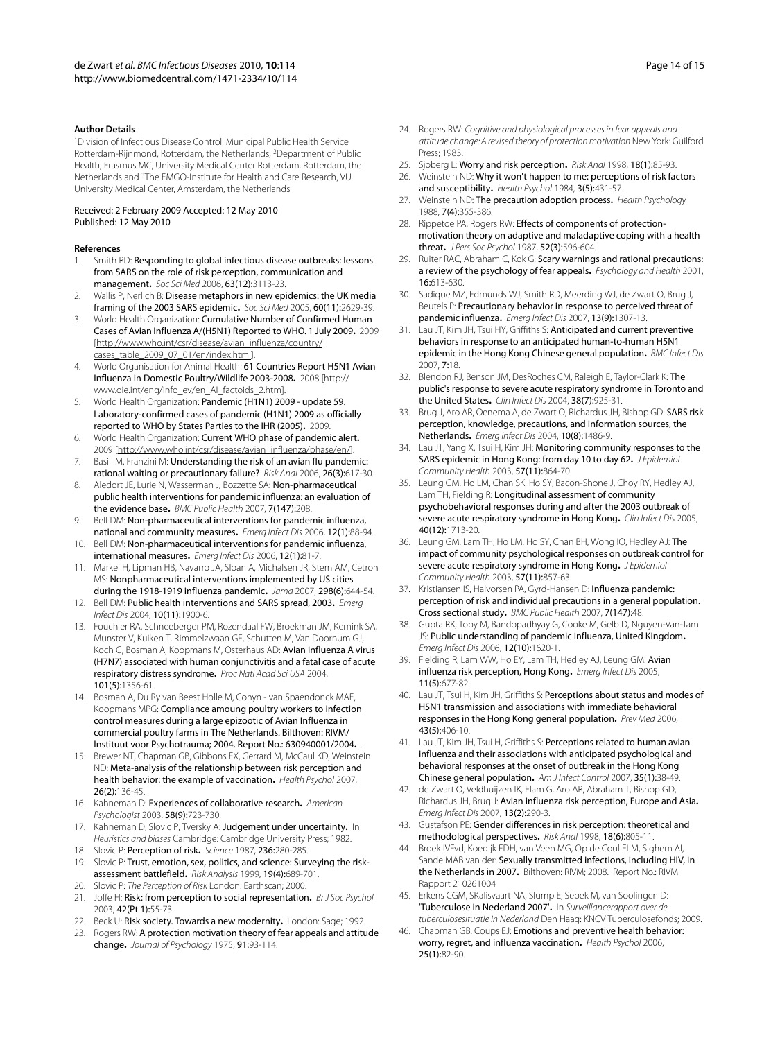### Author Details

[1]Division of Infectious Disease Control, Municipal Public Health Service Rotterdam-Rijnmond, Rotterdam, the Netherlands, [2]Department of Public Health, Erasmus MC, University Medical Center Rotterdam, Rotterdam, the Netherlands and [3]The EMGO-Institute for Health and Care Research, VU University Medical Center, Amsterdam, the Netherlands

Received: 2 February 2009 Accepted: 12 May 2010
Published: 12 May 2010

### References

1. Smith RD: **Responding to global infectious disease outbreaks: lessons from SARS on the role of risk perception, communication and management.** *Soc Sci Med* 2006, **63(12):**3113-23.
2. Wallis P, Nerlich B: **Disease metaphors in new epidemics: the UK media framing of the 2003 SARS epidemic.** *Soc Sci Med* 2005, **60(11):**2629-39.
3. World Health Organization: **Cumulative Number of Confirmed Human Cases of Avian Influenza A/(H5N1) Reported to WHO. 1 July 2009.** 2009 [http://www.who.int/csr/disease/avian_influenza/country/cases_table_2009_07_01/en/index.html].
4. World Organisation for Animal Health: **61 Countries Report H5N1 Avian Influenza in Domestic Poultry/Wildlife 2003-2008.** 2008 [http://www.oie.int/eng/info_ev/en_AI_factoids_2.htm].
5. World Health Organization: **Pandemic (H1N1) 2009 - update 59. Laboratory-confirmed cases of pandemic (H1N1) 2009 as officially reported to WHO by States Parties to the IHR (2005).** 2009.
6. World Health Organization: **Current WHO phase of pandemic alert.** 2009 [http://www.who.int/csr/disease/avian_influenza/phase/en/].
7. Basili M, Franzini M: **Understanding the risk of an avian flu pandemic: rational waiting or precautionary failure?** *Risk Anal* 2006, **26(3):**617-30.
8. Aledort JE, Lurie N, Wasserman J, Bozzette SA: **Non-pharmaceutical public health interventions for pandemic influenza: an evaluation of the evidence base.** *BMC Public Health* 2007, **7(147):**208.
9. Bell DM: **Non-pharmaceutical interventions for pandemic influenza, national and community measures.** *Emerg Infect Dis* 2006, **12(1):**88-94.
10. Bell DM: **Non-pharmaceutical interventions for pandemic influenza, international measures.** *Emerg Infect Dis* 2006, **12(1):**81-7.
11. Markel H, Lipman HB, Navarro JA, Sloan A, Michalsen JR, Stern AM, Cetron MS: **Nonpharmaceutical interventions implemented by US cities during the 1918-1919 influenza pandemic.** *Jama* 2007, **298(6):**644-54.
12. Bell DM: **Public health interventions and SARS spread, 2003.** *Emerg Infect Dis* 2004, **10(11):**1900-6.
13. Fouchier RA, Schneeberger PM, Rozendaal FW, Broekman JM, Kemink SA, Munster V, Kuiken T, Rimmelzwaan GF, Schutten M, Van Doornum GJ, Koch G, Bosman A, Koopmans M, Osterhaus AD: **Avian influenza A virus (H7N7) associated with human conjunctivitis and a fatal case of acute respiratory distress syndrome.** *Proc Natl Acad Sci USA* 2004, **101(5):**1356-61.
14. Bosman A, Du Ry van Beest Holle M, Conyn - van Spaendonck MAE, Koopmans MPG: **Compliance amoung poultry workers to infection control measures during a large epizootic of Avian Influenza in commercial poultry farms in The Netherlands. Bilthoven: RIVM/ Instituut voor Psychotrauma; 2004. Report No.: 630940001/2004.** .
15. Brewer NT, Chapman GB, Gibbons FX, Gerrard M, McCaul KD, Weinstein ND: **Meta-analysis of the relationship between risk perception and health behavior: the example of vaccination.** *Health Psychol* 2007, **26(2):**136-45.
16. Kahneman D: **Experiences of collaborative research.** *American Psychologist* 2003, **58(9):**723-730.
17. Kahneman D, Slovic P, Tversky A: **Judgement under uncertainty.** In *Heuristics and biases* Cambridge: Cambridge University Press; 1982.
18. Slovic P: **Perception of risk.** *Science* 1987, **236:**280-285.
19. Slovic P: **Trust, emotion, sex, politics, and science: Surveying the risk-assessment battlefield.** *Risk Analysis* 1999, **19(4):**689-701.
20. Slovic P: *The Perception of Risk* London: Earthscan; 2000.
21. Joffe H: **Risk: from perception to social representation.** *Br J Soc Psychol* 2003, **42(Pt 1):**55-73.
22. Beck U: **Risk society. Towards a new modernity.** London: Sage; 1992.
23. Rogers RW: **A protection motivation theory of fear appeals and attitude change.** *Journal of Psychology* 1975, **91:**93-114.
24. Rogers RW: *Cognitive and physiological processes in fear appeals and attitude change: A revised theory of protection motivation* New York: Guilford Press; 1983.
25. Sjoberg L: **Worry and risk perception.** *Risk Anal* 1998, **18(1):**85-93.
26. Weinstein ND: **Why it won't happen to me: perceptions of risk factors and susceptibility.** *Health Psychol* 1984, **3(5):**431-57.
27. Weinstein ND: **The precaution adoption process.** *Health Psychology* 1988, **7(4):**355-386.
28. Rippetoe PA, Rogers RW: **Effects of components of protection-motivation theory on adaptive and maladaptive coping with a health threat.** *J Pers Soc Psychol* 1987, **52(3):**596-604.
29. Ruiter RAC, Abraham C, Kok G: **Scary warnings and rational precautions: a review of the psychology of fear appeals.** *Psychology and Health* 2001, **16:**613-630.
30. Sadique MZ, Edmunds WJ, Smith RD, Meerding WJ, de Zwart O, Brug J, Beutels P: **Precautionary behavior in response to perceived threat of pandemic influenza.** *Emerg Infect Dis* 2007, **13(9):**1307-13.
31. Lau JT, Kim JH, Tsui HY, Griffiths S: **Anticipated and current preventive behaviors in response to an anticipated human-to-human H5N1 epidemic in the Hong Kong Chinese general population.** *BMC Infect Dis* 2007, **7:**18.
32. Blendon RJ, Benson JM, DesRoches CM, Raleigh E, Taylor-Clark K: **The public's response to severe acute respiratory syndrome in Toronto and the United States.** *Clin Infect Dis* 2004, **38(7):**925-31.
33. Brug J, Aro AR, Oenema A, de Zwart O, Richardus JH, Bishop GD: **SARS risk perception, knowledge, precautions, and information sources, the Netherlands.** *Emerg Infect Dis* 2004, **10(8):**1486-9.
34. Lau JT, Yang X, Tsui H, Kim JH: **Monitoring community responses to the SARS epidemic in Hong Kong: from day 10 to day 62.** *J Epidemiol Community Health* 2003, **57(11):**864-70.
35. Leung GM, Ho LM, Chan SK, Ho SY, Bacon-Shone J, Choy RY, Hedley AJ, Lam TH, Fielding R: **Longitudinal assessment of community psychobehavioral responses during and after the 2003 outbreak of severe acute respiratory syndrome in Hong Kong.** *Clin Infect Dis* 2005, **40(12):**1713-20.
36. Leung GM, Lam TH, Ho LM, Ho SY, Chan BH, Wong IO, Hedley AJ: **The impact of community psychological responses on outbreak control for severe acute respiratory syndrome in Hong Kong.** *J Epidemiol Community Health* 2003, **57(11):**857-63.
37. Kristiansen IS, Halvorsen PA, Gyrd-Hansen D: **Influenza pandemic: perception of risk and individual precautions in a general population. Cross sectional study.** *BMC Public Health* 2007, **7(147):**48.
38. Gupta RK, Toby M, Bandopadhyay G, Cooke M, Gelb D, Nguyen-Van-Tam JS: **Public understanding of pandemic influenza, United Kingdom.** *Emerg Infect Dis* 2006, **12(10):**1620-1.
39. Fielding R, Lam WW, Ho EY, Lam TH, Hedley AJ, Leung GM: **Avian influenza risk perception, Hong Kong.** *Emerg Infect Dis* 2005, **11(5):**677-82.
40. Lau JT, Tsui H, Kim JH, Griffiths S: **Perceptions about status and modes of H5N1 transmission and associations with immediate behavioral responses in the Hong Kong general population.** *Prev Med* 2006, **43(5):**406-10.
41. Lau JT, Kim JH, Tsui H, Griffiths S: **Perceptions related to human avian influenza and their associations with anticipated psychological and behavioral responses at the onset of outbreak in the Hong Kong Chinese general population.** *Am J Infect Control* 2007, **35(1):**38-49.
42. de Zwart O, Veldhuijzen IK, Elam G, Aro AR, Abraham T, Bishop GD, Richardus JH, Brug J: **Avian influenza risk perception, Europe and Asia.** *Emerg Infect Dis* 2007, **13(2):**290-3.
43. Gustafson PE: **Gender differences in risk perception: theoretical and methodological perspectives.** *Risk Anal* 1998, **18(6):**805-11.
44. Broek IVFvd, Koedijk FDH, van Veen MG, Op de Coul ELM, Sighem AI, Sande MAB van der: **Sexually transmitted infections, including HIV, in the Netherlands in 2007.** Bilthoven: RIVM; 2008. Report No.: RIVM Rapport 210261004
45. Erkens CGM, SKalisvaart NA, Slump E, Sebek M, van Soolingen D: **'Tuberculose in Nederland 2007'.** In *Surveillancerapport over de tuberculosesituatie in Nederland* Den Haag: KNCV Tuberculosefonds; 2009.
46. Chapman GB, Coups EJ: **Emotions and preventive health behavior: worry, regret, and influenza vaccination.** *Health Psychol* 2006, **25(1):**82-90.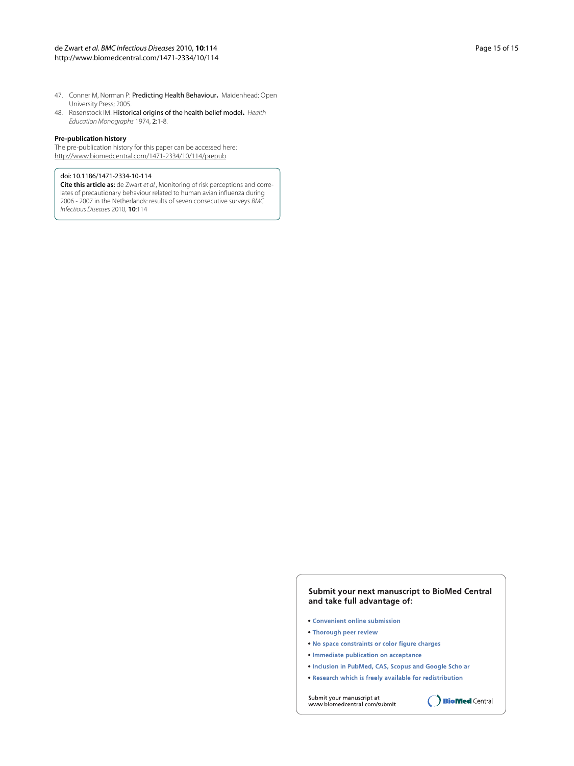47. Conner M, Norman P: **Predicting Health Behaviour.** Maidenhead: Open University Press; 2005.
48. Rosenstock IM: **Historical origins of the health belief model.** *Health Education Monographs* 1974, **2**:1-8.

**Pre-publication history**

The pre-publication history for this paper can be accessed here:
http://www.biomedcentral.com/1471-2334/10/114/prepub

doi: 10.1186/1471-2334-10-114

**Cite this article as:** de Zwart *et al.*, Monitoring of risk perceptions and correlates of precautionary behaviour related to human avian influenza during 2006 - 2007 in the Netherlands: results of seven consecutive surveys *BMC Infectious Diseases* 2010, **10**:114

**Submit your next manuscript to BioMed Central and take full advantage of:**

- Convenient online submission
- Thorough peer review
- No space constraints or color figure charges
- Immediate publication on acceptance
- Inclusion in PubMed, CAS, Scopus and Google Scholar
- Research which is freely available for redistribution

Submit your manuscript at
www.biomedcentral.com/submit

BioMed Central